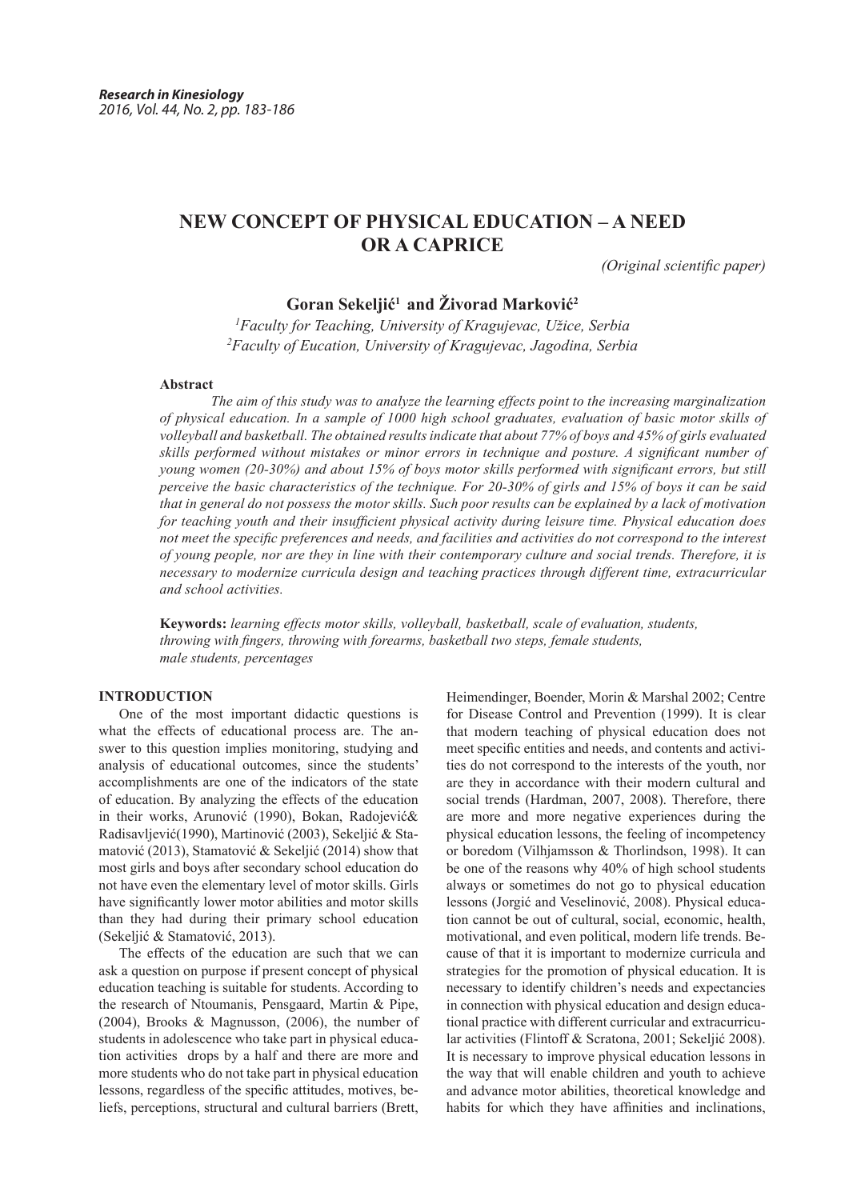# NEW CONCEPT OF PHYSICAL EDUCATION – A NEED OR A CAPRICE

*(Original scientific paper)*

**Goran Sekeljić[1] and Živorad Marković[2]**

[1]*Faculty for Teaching, University of Kragujevac, Užice, Serbia*
[2]*Faculty of Eucation, University of Kragujevac, Jagodina, Serbia*

**Abstract**

*The aim of this study was to analyze the learning effects point to the increasing marginalization of physical education. In a sample of 1000 high school graduates, evaluation of basic motor skills of volleyball and basketball. The obtained results indicate that about 77% of boys and 45% of girls evaluated skills performed without mistakes or minor errors in technique and posture. A significant number of young women (20-30%) and about 15% of boys motor skills performed with significant errors, but still perceive the basic characteristics of the technique. For 20-30% of girls and 15% of boys it can be said that in general do not possess the motor skills. Such poor results can be explained by a lack of motivation for teaching youth and their insufficient physical activity during leisure time. Physical education does not meet the specific preferences and needs, and facilities and activities do not correspond to the interest of young people, nor are they in line with their contemporary culture and social trends. Therefore, it is necessary to modernize curricula design and teaching practices through different time, extracurricular and school activities.*

**Keywords:** *learning effects motor skills, volleyball, basketball, scale of evaluation, students, throwing with fingers, throwing with forearms, basketball two steps, female students, male students, percentages*

## INTRODUCTION

One of the most important didactic questions is what the effects of educational process are. The answer to this question implies monitoring, studying and analysis of educational outcomes, since the students' accomplishments are one of the indicators of the state of education. By analyzing the effects of the education in their works, Arunović (1990), Bokan, Radojević& Radisavljević(1990), Martinović (2003), Sekeljić & Stamatović (2013), Stamatović & Sekeljić (2014) show that most girls and boys after secondary school education do not have even the elementary level of motor skills. Girls have significantly lower motor abilities and motor skills than they had during their primary school education (Sekeljić & Stamatović, 2013).

The effects of the education are such that we can ask a question on purpose if present concept of physical education teaching is suitable for students. According to the research of Ntoumanis, Pensgaard, Martin & Pipe, (2004), Brooks & Magnusson, (2006), the number of students in adolescence who take part in physical education activities drops by a half and there are more and more students who do not take part in physical education lessons, regardless of the specific attitudes, motives, beliefs, perceptions, structural and cultural barriers (Brett, Heimendinger, Boender, Morin & Marshal 2002; Centre for Disease Control and Prevention (1999). It is clear that modern teaching of physical education does not meet specific entities and needs, and contents and activities do not correspond to the interests of the youth, nor are they in accordance with their modern cultural and social trends (Hardman, 2007, 2008). Therefore, there are more and more negative experiences during the physical education lessons, the feeling of incompetency or boredom (Vilhjamsson & Thorlindson, 1998). It can be one of the reasons why 40% of high school students always or sometimes do not go to physical education lessons (Jorgić and Veselinović, 2008). Physical education cannot be out of cultural, social, economic, health, motivational, and even political, modern life trends. Because of that it is important to modernize curricula and strategies for the promotion of physical education. It is necessary to identify children's needs and expectancies in connection with physical education and design educational practice with different curricular and extracurricular activities (Flintoff & Scratona, 2001; Sekeljić 2008). It is necessary to improve physical education lessons in the way that will enable children and youth to achieve and advance motor abilities, theoretical knowledge and habits for which they have affinities and inclinations,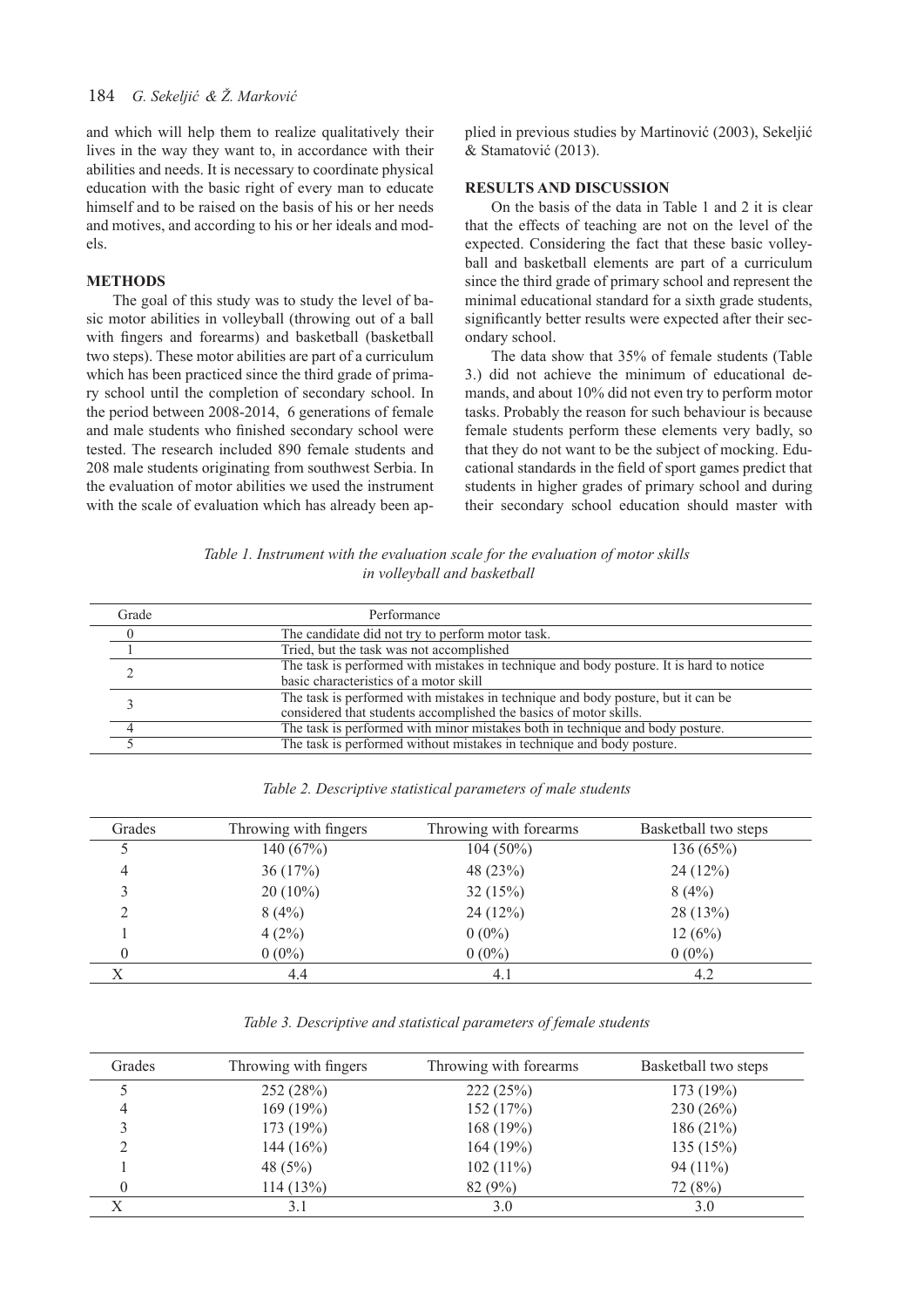and which will help them to realize qualitatively their lives in the way they want to, in accordance with their abilities and needs. It is necessary to coordinate physical education with the basic right of every man to educate himself and to be raised on the basis of his or her needs and motives, and according to his or her ideals and models.

## METHODS

The goal of this study was to study the level of basic motor abilities in volleyball (throwing out of a ball with fingers and forearms) and basketball (basketball two steps). These motor abilities are part of a curriculum which has been practiced since the third grade of primary school until the completion of secondary school. In the period between 2008-2014, 6 generations of female and male students who finished secondary school were tested. The research included 890 female students and 208 male students originating from southwest Serbia. In the evaluation of motor abilities we used the instrument with the scale of evaluation which has already been applied in previous studies by Martinović (2003), Sekeljić & Stamatović (2013).

## RESULTS AND DISCUSSION

On the basis of the data in Table 1 and 2 it is clear that the effects of teaching are not on the level of the expected. Considering the fact that these basic volleyball and basketball elements are part of a curriculum since the third grade of primary school and represent the minimal educational standard for a sixth grade students, significantly better results were expected after their secondary school.

The data show that 35% of female students (Table 3.) did not achieve the minimum of educational demands, and about 10% did not even try to perform motor tasks. Probably the reason for such behaviour is because female students perform these elements very badly, so that they do not want to be the subject of mocking. Educational standards in the field of sport games predict that students in higher grades of primary school and during their secondary school education should master with

*Table 1. Instrument with the evaluation scale for the evaluation of motor skills in volleyball and basketball*

| Grade | Performance |
|---|---|
| 0 | The candidate did not try to perform motor task. |
| 1 | Tried, but the task was not accomplished |
| 2 | The task is performed with mistakes in technique and body posture. It is hard to notice basic characteristics of a motor skill |
| 3 | The task is performed with mistakes in technique and body posture, but it can be considered that students accomplished the basics of motor skills. |
| 4 | The task is performed with minor mistakes both in technique and body posture. |
| 5 | The task is performed without mistakes in technique and body posture. |

*Table 2. Descriptive statistical parameters of male students*

| Grades | Throwing with fingers | Throwing with forearms | Basketball two steps |
|---|---|---|---|
| 5 | 140 (67%) | 104 (50%) | 136 (65%) |
| 4 | 36 (17%) | 48 (23%) | 24 (12%) |
| 3 | 20 (10%) | 32 (15%) | 8 (4%) |
| 2 | 8 (4%) | 24 (12%) | 28 (13%) |
| 1 | 4 (2%) | 0 (0%) | 12 (6%) |
| 0 | 0 (0%) | 0 (0%) | 0 (0%) |
| X | 4.4 | 4.1 | 4.2 |

*Table 3. Descriptive and statistical parameters of female students*

| Grades | Throwing with fingers | Throwing with forearms | Basketball two steps |
|---|---|---|---|
| 5 | 252 (28%) | 222 (25%) | 173 (19%) |
| 4 | 169 (19%) | 152 (17%) | 230 (26%) |
| 3 | 173 (19%) | 168 (19%) | 186 (21%) |
| 2 | 144 (16%) | 164 (19%) | 135 (15%) |
| 1 | 48 (5%) | 102 (11%) | 94 (11%) |
| 0 | 114 (13%) | 82 (9%) | 72 (8%) |
| X | 3.1 | 3.0 | 3.0 |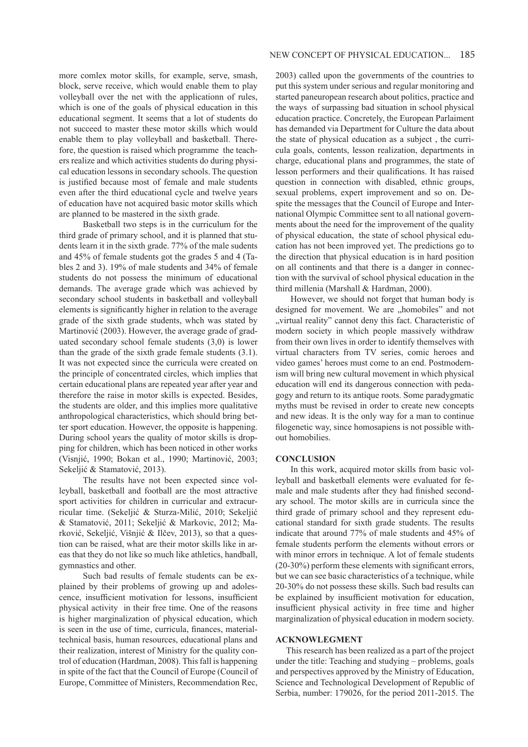more comlex motor skills, for example, serve, smash, block, serve receive, which would enable them to play volleyball over the net with the applicationn of rules, which is one of the goals of physical education in this educational segment. It seems that a lot of students do not succeed to master these motor skills which would enable them to play volleyball and basketball. Therefore, the question is raised which programme the teachers realize and which activities students do during physical education lessons in secondary schools. The question is justified because most of female and male students even after the third educational cycle and twelve years of education have not acquired basic motor skills which are planned to be mastered in the sixth grade.

Basketball two steps is in the curriculum for the third grade of primary school, and it is planned that students learn it in the sixth grade. 77% of the male sudents and 45% of female students got the grades 5 and 4 (Tables 2 and 3). 19% of male students and 34% of female students do not possess the minimum of educational demands. The average grade which was achieved by secondary school students in basketball and volleyball elements is significantly higher in relation to the average grade of the sixth grade students, whch was stated by Martinović (2003). However, the average grade of graduated secondary school female students (3,0) is lower than the grade of the sixth grade female students (3.1). It was not expected since the curricula were created on the principle of concentrated circles, which implies that certain educational plans are repeated year after year and therefore the raise in motor skills is expected. Besides, the students are older, and this implies more qualitative anthropological characteristics, which should bring better sport education. However, the opposite is happening. During school years the quality of motor skills is dropping for children, which has been noticed in other works (Visnjić, 1990; Bokan et al., 1990; Martinović, 2003; Sekeljić & Stamatović, 2013).

The results have not been expected since volleyball, basketball and football are the most attractive sport activities for children in curricular and extracurricular time. (Sekeljić & Sturza-Milić, 2010; Sekeljić & Stamatović, 2011; Sekeljić & Markovic, 2012; Marković, Sekeljić, Višnjić & Ilčev, 2013), so that a question can be raised, what are their motor skills like in areas that they do not like so much like athletics, handball, gymnastics and other.

Such bad results of female students can be explained by their problems of growing up and adolescence, insufficient motivation for lessons, insufficient physical activity in their free time. One of the reasons is higher marginalization of physical education, which is seen in the use of time, curricula, finances, material-technical basis, human resources, educational plans and their realization, interest of Ministry for the quality control of education (Hardman, 2008). This fall is happening in spite of the fact that the Council of Europe (Council of Europe, Committee of Ministers, Recommendation Rec, 2003) called upon the governments of the countries to put this system under serious and regular monitoring and started paneuropean research about politics, practice and the ways of surpassing bad situation in school physical education practice. Concretely, the European Parlaiment has demanded via Department for Culture the data about the state of physical education as a subject , the curricula goals, contents, lesson realization, departments in charge, educational plans and programmes, the state of lesson performers and their qualifications. It has raised question in connection with disabled, ethnic groups, sexual problems, expert improvement and so on. Despite the messages that the Council of Europe and International Olympic Committee sent to all national governments about the need for the improvement of the quality of physical education, the state of school physical education has not been improved yet. The predictions go to the direction that physical education is in hard position on all continents and that there is a danger in connection with the survival of school physical education in the third millenia (Marshall & Hardman, 2000).

However, we should not forget that human body is designed for movement. We are „homobiles" and not „virtual reality" cannot deny this fact. Characteristic of modern society in which people massively withdraw from their own lives in order to identify themselves with virtual characters from TV series, comic heroes and video games' heroes must come to an end. Postmodernism will bring new cultural movement in which physical education will end its dangerous connection with pedagogy and return to its antique roots. Some paradygmatic myths must be revised in order to create new concepts and new ideas. It is the only way for a man to continue filogenetic way, since homosapiens is not possible without homobilies.

## CONCLUSION

In this work, acquired motor skills from basic volleyball and basketball elements were evaluated for female and male students after they had finished secondary school. The motor skills are in curricula since the third grade of primary school and they represent educational standard for sixth grade students. The results indicate that around 77% of male students and 45% of female students perform the elements without errors or with minor errors in technique. A lot of female students (20-30%) perform these elements with significant errors, but we can see basic characteristics of a technique, while 20-30% do not possess these skills. Such bad results can be explained by insufficient motivation for education, insufficient physical activity in free time and higher marginalization of physical education in modern society.

## ACKNOWLEGMENT

This research has been realized as a part of the project under the title: Teaching and studying – problems, goals and perspectives approved by the Ministry of Education, Science and Technological Development of Republic of Serbia, number: 179026, for the period 2011-2015. The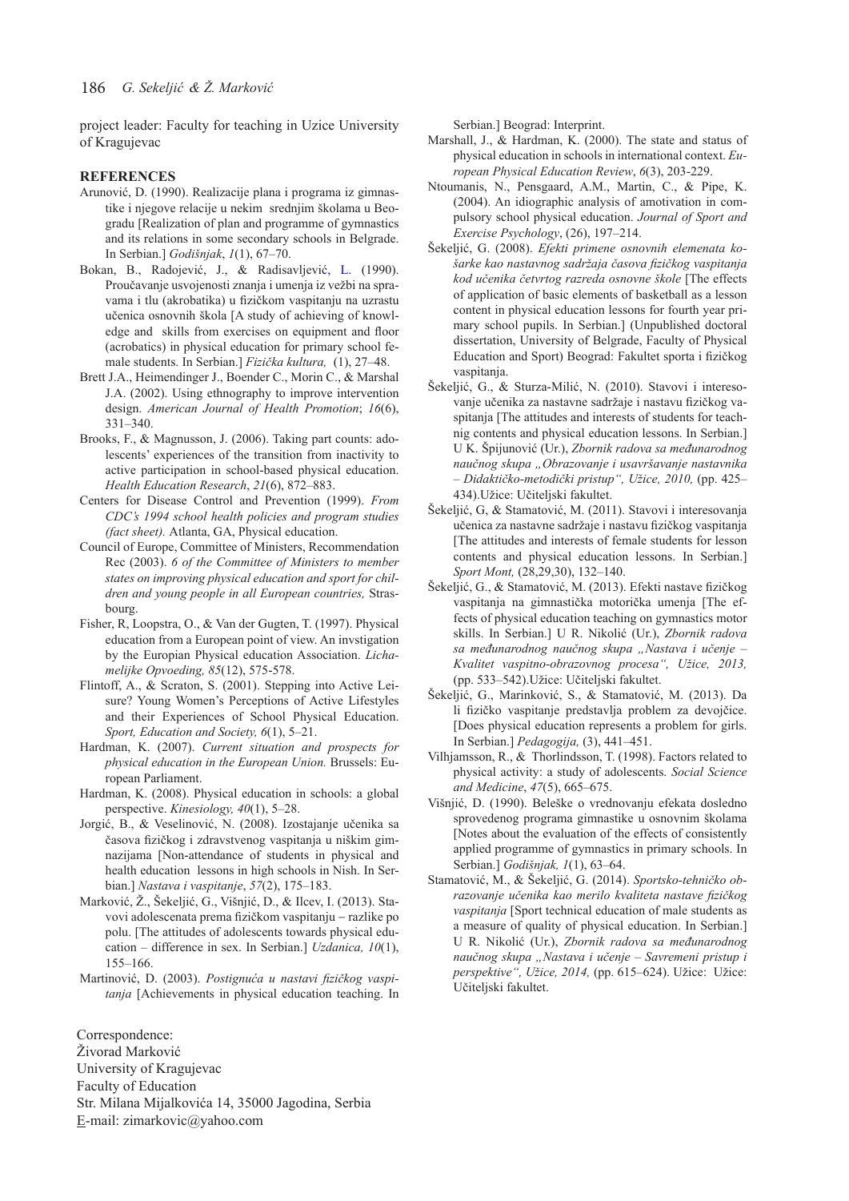project leader: Faculty for teaching in Uzice University of Kragujevac

## REFERENCES

Arunović, D. (1990). Realizacije plana i programa iz gimnastike i njegove relacije u nekim srednjim školama u Beogradu [Realization of plan and programme of gymnastics and its relations in some secondary schools in Belgrade. In Serbian.] *Godišnjak*, *1*(1), 67–70.

Bokan, B., Radojević, J., & Radisavljević, L. (1990). Proučavanje usvojenosti znanja i umenja iz vežbi na spravama i tlu (akrobatika) u fizičkom vaspitanju na uzrastu učenica osnovnih škola [A study of achieving of knowledge and skills from exercises on equipment and floor (acrobatics) in physical education for primary school female students. In Serbian.] *Fizička kultura,* (1), 27–48.

Brett J.A., Heimendinger J., Boender C., Morin C., & Marshal J.A. (2002). Using ethnography to improve intervention design. *American Journal of Health Promotion*; *16*(6), 331–340.

Brooks, F., & Magnusson, J. (2006). Taking part counts: adolescents' experiences of the transition from inactivity to active participation in school-based physical education. *Health Education Research*, *21*(6), 872–883.

Centers for Disease Control and Prevention (1999). *From CDC's 1994 school health policies and program studies (fact sheet).* Atlanta, GA, Physical education.

Council of Europe, Committee of Ministers, Recommendation Rec (2003). *6 of the Committee of Ministers to member states on improving physical education and sport for children and young people in all European countries,* Strasbourg.

Fisher, R, Loopstra, O., & Van der Gugten, T. (1997). Physical education from a European point of view. An invstigation by the Europian Physical education Association. *Lichamelijke Opvoeding, 85*(12), 575-578.

Flintoff, A., & Scraton, S. (2001). Stepping into Active Leisure? Young Women's Perceptions of Active Lifestyles and their Experiences of School Physical Education. *Sport, Education and Society, 6*(1), 5–21.

Hardman, K. (2007). *Current situation and prospects for physical education in the European Union.* Brussels: European Parliament.

Hardman, K. (2008). Physical education in schools: a global perspective. *Kinesiology, 40*(1), 5–28.

Jorgić, B., & Veselinović, N. (2008). Izostajanje učenika sa časova fizičkog i zdravstvenog vaspitanja u niškim gimnazijama [Non-attendance of students in physical and health education lessons in high schools in Nish. In Serbian.] *Nastava i vaspitanje*, *57*(2), 175–183.

Marković, Ž., Šekeljić, G., Višnjić, D., & Ilcev, I. (2013). Stavovi adolescenata prema fizičkom vaspitanju – razlike po polu. [The attitudes of adolescents towards physical education – difference in sex. In Serbian.] *Uzdanica, 10*(1), 155–166.

Martinović, D. (2003). *Postignuća u nastavi fizičkog vaspitanja* [Achievements in physical education teaching. In Serbian.] Beograd: Interprint.

Marshall, J., & Hardman, K. (2000). The state and status of physical education in schools in international context. *European Physical Education Review*, *6*(3), 203-229.

Ntoumanis, N., Pensgaard, A.M., Martin, C., & Pipe, K. (2004). An idiographic analysis of amotivation in compulsory school physical education. *Journal of Sport and Exercise Psychology*, (26), 197–214.

Šekeljić, G. (2008). *Efekti primene osnovnih elemenata košarke kao nastavnog sadržaja časova fizičkog vaspitanja kod učenika četvrtog razreda osnovne škole* [The effects of application of basic elements of basketball as a lesson content in physical education lessons for fourth year primary school pupils. In Serbian.] (Unpublished doctoral dissertation, University of Belgrade, Faculty of Physical Education and Sport) Beograd: Fakultet sporta i fizičkog vaspitanja.

Šekeljić, G., & Sturza-Milić, N. (2010). Stavovi i interesovanje učenika za nastavne sadržaje i nastavu fizičkog vaspitanja [The attitudes and interests of students for teachnig contents and physical education lessons. In Serbian.] U K. Špijunović (Ur.), *Zbornik radova sa međunarodnog naučnog skupa „Obrazovanje i usavršavanje nastavnika – Didaktičko-metodički pristup", Užice, 2010,* (pp. 425–434).Užice: Učiteljski fakultet.

Šekeljić, G, & Stamatović, M. (2011). Stavovi i interesovanja učenica za nastavne sadržaje i nastavu fizičkog vaspitanja [The attitudes and interests of female students for lesson contents and physical education lessons. In Serbian.] *Sport Mont,* (28,29,30), 132–140.

Šekeljić, G., & Stamatović, M. (2013). Efekti nastave fizičkog vaspitanja na gimnastička motorička umenja [The effects of physical education teaching on gymnastics motor skills. In Serbian.] U R. Nikolić (Ur.), *Zbornik radova sa međunarodnog naučnog skupa „Nastava i učenje – Kvalitet vaspitno-obrazovnog procesa", Užice, 2013,* (pp. 533–542).Užice: Učiteljski fakultet.

Šekeljić, G., Marinković, S., & Stamatović, M. (2013). Da li fizičko vaspitanje predstavlja problem za devojčice. [Does physical education represents a problem for girls. In Serbian.] *Pedagogija,* (3), 441–451.

Vilhjamsson, R., & Thorlindsson, T. (1998). Factors related to physical activity: a study of adolescents. *Social Science and Medicine*, *47*(5), 665–675.

Višnjić, D. (1990). Beleške o vrednovanju efekata dosledno sprovedenog programa gimnastike u osnovnim školama [Notes about the evaluation of the effects of consistently applied programme of gymnastics in primary schools. In Serbian.] *Godišnjak, 1*(1), 63–64.

Stamatović, M., & Šekeljić, G. (2014). *Sportsko-tehničko obrazovanje učenika kao merilo kvaliteta nastave fizičkog vaspitanja* [Sport technical education of male students as a measure of quality of physical education. In Serbian.] U R. Nikolić (Ur.), *Zbornik radova sa međunarodnog naučnog skupa „Nastava i učenje – Savremeni pristup i perspektive", Užice, 2014,* (pp. 615–624). Užice: Užice: Učiteljski fakultet.

Correspondence:
Živorad Marković
University of Kragujevac
Faculty of Education
Str. Milana Mijalkovića 14, 35000 Jagodina, Serbia
E-mail: zimarkovic@yahoo.com